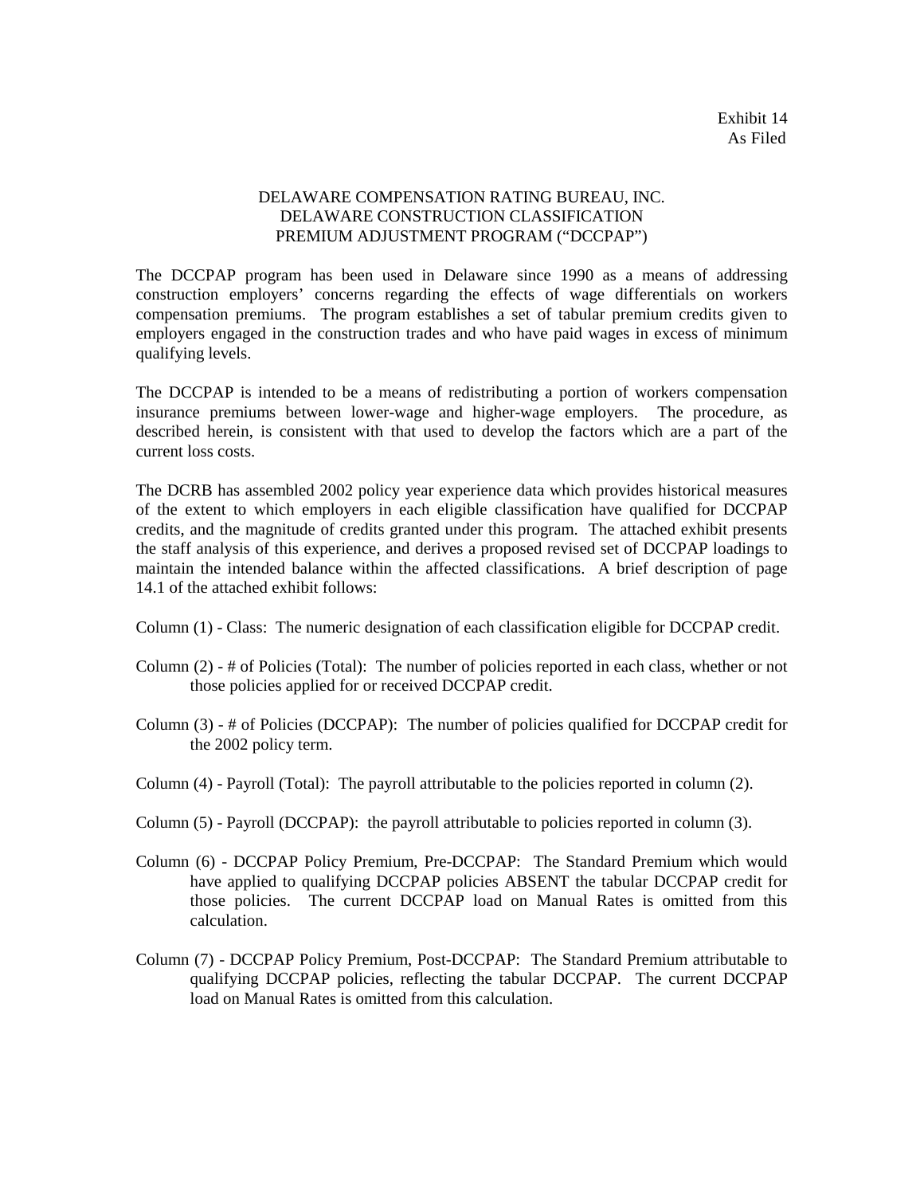Exhibit 14
As Filed

# DELAWARE COMPENSATION RATING BUREAU, INC.
## DELAWARE CONSTRUCTION CLASSIFICATION
## PREMIUM ADJUSTMENT PROGRAM ("DCCPAP")

The DCCPAP program has been used in Delaware since 1990 as a means of addressing construction employers' concerns regarding the effects of wage differentials on workers compensation premiums. The program establishes a set of tabular premium credits given to employers engaged in the construction trades and who have paid wages in excess of minimum qualifying levels.

The DCCPAP is intended to be a means of redistributing a portion of workers compensation insurance premiums between lower-wage and higher-wage employers. The procedure, as described herein, is consistent with that used to develop the factors which are a part of the current loss costs.

The DCRB has assembled 2002 policy year experience data which provides historical measures of the extent to which employers in each eligible classification have qualified for DCCPAP credits, and the magnitude of credits granted under this program. The attached exhibit presents the staff analysis of this experience, and derives a proposed revised set of DCCPAP loadings to maintain the intended balance within the affected classifications. A brief description of page 14.1 of the attached exhibit follows:

Column (1) - Class: The numeric designation of each classification eligible for DCCPAP credit.

Column (2) - # of Policies (Total): The number of policies reported in each class, whether or not those policies applied for or received DCCPAP credit.

Column (3) - # of Policies (DCCPAP): The number of policies qualified for DCCPAP credit for the 2002 policy term.

Column (4) - Payroll (Total): The payroll attributable to the policies reported in column (2).

Column (5) - Payroll (DCCPAP): the payroll attributable to policies reported in column (3).

Column (6) - DCCPAP Policy Premium, Pre-DCCPAP: The Standard Premium which would have applied to qualifying DCCPAP policies ABSENT the tabular DCCPAP credit for those policies. The current DCCPAP load on Manual Rates is omitted from this calculation.

Column (7) - DCCPAP Policy Premium, Post-DCCPAP: The Standard Premium attributable to qualifying DCCPAP policies, reflecting the tabular DCCPAP. The current DCCPAP load on Manual Rates is omitted from this calculation.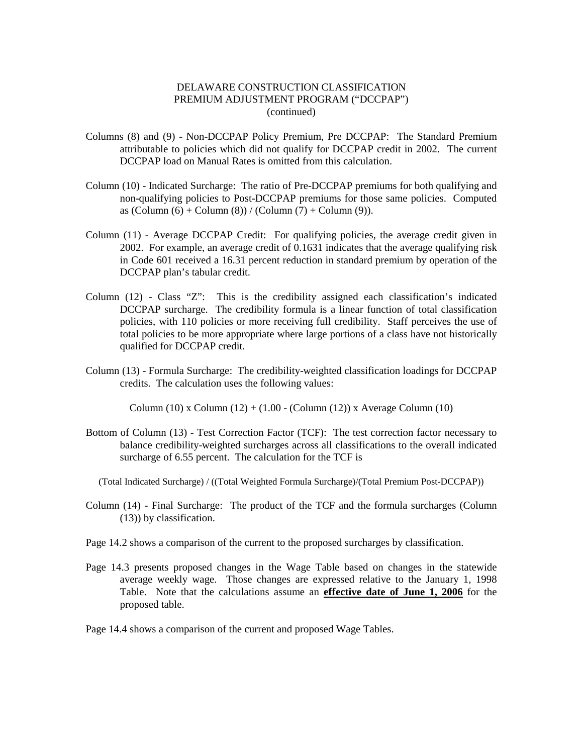# DELAWARE CONSTRUCTION CLASSIFICATION PREMIUM ADJUSTMENT PROGRAM ("DCCPAP") (continued)

Columns (8) and (9) - Non-DCCPAP Policy Premium, Pre DCCPAP: The Standard Premium attributable to policies which did not qualify for DCCPAP credit in 2002. The current DCCPAP load on Manual Rates is omitted from this calculation.

Column (10) - Indicated Surcharge: The ratio of Pre-DCCPAP premiums for both qualifying and non-qualifying policies to Post-DCCPAP premiums for those same policies. Computed as (Column (6) + Column (8)) / (Column (7) + Column (9)).

Column (11) - Average DCCPAP Credit: For qualifying policies, the average credit given in 2002. For example, an average credit of 0.1631 indicates that the average qualifying risk in Code 601 received a 16.31 percent reduction in standard premium by operation of the DCCPAP plan's tabular credit.

Column (12) - Class "Z": This is the credibility assigned each classification's indicated DCCPAP surcharge. The credibility formula is a linear function of total classification policies, with 110 policies or more receiving full credibility. Staff perceives the use of total policies to be more appropriate where large portions of a class have not historically qualified for DCCPAP credit.

Column (13) - Formula Surcharge: The credibility-weighted classification loadings for DCCPAP credits. The calculation uses the following values:

Column (10) x Column (12) + (1.00 - (Column (12)) x Average Column (10)

Bottom of Column (13) - Test Correction Factor (TCF): The test correction factor necessary to balance credibility-weighted surcharges across all classifications to the overall indicated surcharge of 6.55 percent. The calculation for the TCF is

(Total Indicated Surcharge) / ((Total Weighted Formula Surcharge)/(Total Premium Post-DCCPAP))

Column (14) - Final Surcharge: The product of the TCF and the formula surcharges (Column (13)) by classification.

Page 14.2 shows a comparison of the current to the proposed surcharges by classification.

Page 14.3 presents proposed changes in the Wage Table based on changes in the statewide average weekly wage. Those changes are expressed relative to the January 1, 1998 Table. Note that the calculations assume an **effective date of June 1, 2006** for the proposed table.

Page 14.4 shows a comparison of the current and proposed Wage Tables.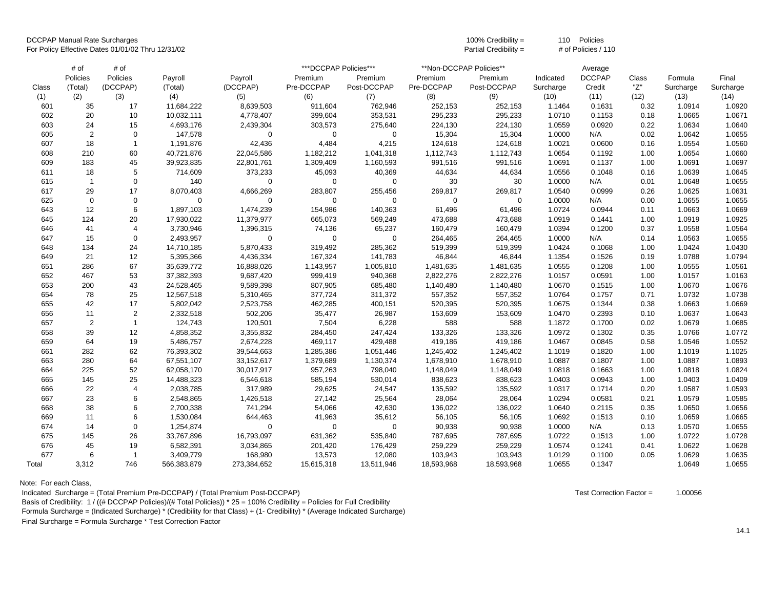DCCPAP Manual Rate Surcharges
For Policy Effective Dates 01/01/02 Thru 12/31/02

100% Credibility = 110 Policies
Partial Credibility = # of Policies / 110

| Class | # of Policies (Total) | # of Policies (DCCPAP) | Payroll (Total) | Payroll (DCCPAP) | ***DCCPAP Policies*** Premium Pre-DCCPAP | Premium Post-DCCPAP | **Non-DCCPAP Policies** Premium Pre-DCCPAP | Premium Post-DCCPAP | Indicated Surcharge | Average DCCPAP Credit | Class "Z" | Formula Surcharge | Final Surcharge |
|---|---|---|---|---|---|---|---|---|---|---|---|---|---|
| (1) | (2) | (3) | (4) | (5) | (6) | (7) | (8) | (9) | (10) | (11) | (12) | (13) | (14) |
| 601 | 35 | 17 | 11,684,222 | 8,639,503 | 911,604 | 762,946 | 252,153 | 252,153 | 1.1464 | 0.1631 | 0.32 | 1.0914 | 1.0920 |
| 602 | 20 | 10 | 10,032,111 | 4,778,407 | 399,604 | 353,531 | 295,233 | 295,233 | 1.0710 | 0.1153 | 0.18 | 1.0665 | 1.0671 |
| 603 | 24 | 15 | 4,693,176 | 2,439,304 | 303,573 | 275,640 | 224,130 | 224,130 | 1.0559 | 0.0920 | 0.22 | 1.0634 | 1.0640 |
| 605 | 2 | 0 | 147,578 | 0 | 0 | 0 | 15,304 | 15,304 | 1.0000 | N/A | 0.02 | 1.0642 | 1.0655 |
| 607 | 18 | 1 | 1,191,876 | 42,436 | 4,484 | 4,215 | 124,618 | 124,618 | 1.0021 | 0.0600 | 0.16 | 1.0554 | 1.0560 |
| 608 | 210 | 60 | 40,721,876 | 22,045,586 | 1,182,212 | 1,041,318 | 1,112,743 | 1,112,743 | 1.0654 | 0.1192 | 1.00 | 1.0654 | 1.0660 |
| 609 | 183 | 45 | 39,923,835 | 22,801,761 | 1,309,409 | 1,160,593 | 991,516 | 991,516 | 1.0691 | 0.1137 | 1.00 | 1.0691 | 1.0697 |
| 611 | 18 | 5 | 714,609 | 373,233 | 45,093 | 40,369 | 44,634 | 44,634 | 1.0556 | 0.1048 | 0.16 | 1.0639 | 1.0645 |
| 615 | 1 | 0 | 140 | 0 | 0 | 0 | 30 | 30 | 1.0000 | N/A | 0.01 | 1.0648 | 1.0655 |
| 617 | 29 | 17 | 8,070,403 | 4,666,269 | 283,807 | 255,456 | 269,817 | 269,817 | 1.0540 | 0.0999 | 0.26 | 1.0625 | 1.0631 |
| 625 | 0 | 0 | 0 | 0 | 0 | 0 | 0 | 0 | 1.0000 | N/A | 0.00 | 1.0655 | 1.0655 |
| 643 | 12 | 6 | 1,897,103 | 1,474,239 | 154,986 | 140,363 | 61,496 | 61,496 | 1.0724 | 0.0944 | 0.11 | 1.0663 | 1.0669 |
| 645 | 124 | 20 | 17,930,022 | 11,379,977 | 665,073 | 569,249 | 473,688 | 473,688 | 1.0919 | 0.1441 | 1.00 | 1.0919 | 1.0925 |
| 646 | 41 | 4 | 3,730,946 | 1,396,315 | 74,136 | 65,237 | 160,479 | 160,479 | 1.0394 | 0.1200 | 0.37 | 1.0558 | 1.0564 |
| 647 | 15 | 0 | 2,493,957 | 0 | 0 | 0 | 264,465 | 264,465 | 1.0000 | N/A | 0.14 | 1.0563 | 1.0655 |
| 648 | 134 | 24 | 14,710,185 | 5,870,433 | 319,492 | 285,362 | 519,399 | 519,399 | 1.0424 | 0.1068 | 1.00 | 1.0424 | 1.0430 |
| 649 | 21 | 12 | 5,395,366 | 4,436,334 | 167,324 | 141,783 | 46,844 | 46,844 | 1.1354 | 0.1526 | 0.19 | 1.0788 | 1.0794 |
| 651 | 286 | 67 | 35,639,772 | 16,888,026 | 1,143,957 | 1,005,810 | 1,481,635 | 1,481,635 | 1.0555 | 0.1208 | 1.00 | 1.0555 | 1.0561 |
| 652 | 467 | 53 | 37,382,393 | 9,687,420 | 999,419 | 940,368 | 2,822,276 | 2,822,276 | 1.0157 | 0.0591 | 1.00 | 1.0157 | 1.0163 |
| 653 | 200 | 43 | 24,528,465 | 9,589,398 | 807,905 | 685,480 | 1,140,480 | 1,140,480 | 1.0670 | 0.1515 | 1.00 | 1.0670 | 1.0676 |
| 654 | 78 | 25 | 12,567,518 | 5,310,465 | 377,724 | 311,372 | 557,352 | 557,352 | 1.0764 | 0.1757 | 0.71 | 1.0732 | 1.0738 |
| 655 | 42 | 17 | 5,802,042 | 2,523,758 | 462,285 | 400,151 | 520,395 | 520,395 | 1.0675 | 0.1344 | 0.38 | 1.0663 | 1.0669 |
| 656 | 11 | 2 | 2,332,518 | 502,206 | 35,477 | 26,987 | 153,609 | 153,609 | 1.0470 | 0.2393 | 0.10 | 1.0637 | 1.0643 |
| 657 | 2 | 1 | 124,743 | 120,501 | 7,504 | 6,228 | 588 | 588 | 1.1872 | 0.1700 | 0.02 | 1.0679 | 1.0685 |
| 658 | 39 | 12 | 4,858,352 | 3,355,832 | 284,450 | 247,424 | 133,326 | 133,326 | 1.0972 | 0.1302 | 0.35 | 1.0766 | 1.0772 |
| 659 | 64 | 19 | 5,486,757 | 2,674,228 | 469,117 | 429,488 | 419,186 | 419,186 | 1.0467 | 0.0845 | 0.58 | 1.0546 | 1.0552 |
| 661 | 282 | 62 | 76,393,302 | 39,544,663 | 1,285,386 | 1,051,446 | 1,245,402 | 1,245,402 | 1.1019 | 0.1820 | 1.00 | 1.1019 | 1.1025 |
| 663 | 280 | 64 | 67,551,107 | 33,152,617 | 1,379,689 | 1,130,374 | 1,678,910 | 1,678,910 | 1.0887 | 0.1807 | 1.00 | 1.0887 | 1.0893 |
| 664 | 225 | 52 | 62,058,170 | 30,017,917 | 957,263 | 798,040 | 1,148,049 | 1,148,049 | 1.0818 | 0.1663 | 1.00 | 1.0818 | 1.0824 |
| 665 | 145 | 25 | 14,488,323 | 6,546,618 | 585,194 | 530,014 | 838,623 | 838,623 | 1.0403 | 0.0943 | 1.00 | 1.0403 | 1.0409 |
| 666 | 22 | 4 | 2,038,785 | 317,989 | 29,625 | 24,547 | 135,592 | 135,592 | 1.0317 | 0.1714 | 0.20 | 1.0587 | 1.0593 |
| 667 | 23 | 6 | 2,548,865 | 1,426,518 | 27,142 | 25,564 | 28,064 | 28,064 | 1.0294 | 0.0581 | 0.21 | 1.0579 | 1.0585 |
| 668 | 38 | 6 | 2,700,338 | 741,294 | 54,066 | 42,630 | 136,022 | 136,022 | 1.0640 | 0.2115 | 0.35 | 1.0650 | 1.0656 |
| 669 | 11 | 6 | 1,530,084 | 644,463 | 41,963 | 35,612 | 56,105 | 56,105 | 1.0692 | 0.1513 | 0.10 | 1.0659 | 1.0665 |
| 674 | 14 | 0 | 1,254,874 | 0 | 0 | 0 | 90,938 | 90,938 | 1.0000 | N/A | 0.13 | 1.0570 | 1.0655 |
| 675 | 145 | 26 | 33,767,896 | 16,793,097 | 631,362 | 535,840 | 787,695 | 787,695 | 1.0722 | 0.1513 | 1.00 | 1.0722 | 1.0728 |
| 676 | 45 | 19 | 6,582,391 | 3,034,865 | 201,420 | 176,429 | 259,229 | 259,229 | 1.0574 | 0.1241 | 0.41 | 1.0622 | 1.0628 |
| 677 | 6 | 1 | 3,409,779 | 168,980 | 13,573 | 12,080 | 103,943 | 103,943 | 1.0129 | 0.1100 | 0.05 | 1.0629 | 1.0635 |
| Total | 3,312 | 746 | 566,383,879 | 273,384,652 | 15,615,318 | 13,511,946 | 18,593,968 | 18,593,968 | 1.0655 | 0.1347 | | 1.0649 | 1.0655 |

Note: For each Class,

Indicated Surcharge = (Total Premium Pre-DCCPAP) / (Total Premium Post-DCCPAP)

Basis of Credibility: 1 / ((# DCCPAP Policies)/(# Total Policies)) * 25 = 100% Credibility = Policies for Full Credibility

Formula Surcharge = (Indicated Surcharge) * (Credibility for that Class) + (1- Credibility) * (Average Indicated Surcharge)

Final Surcharge = Formula Surcharge * Test Correction Factor

Test Correction Factor = 1.00056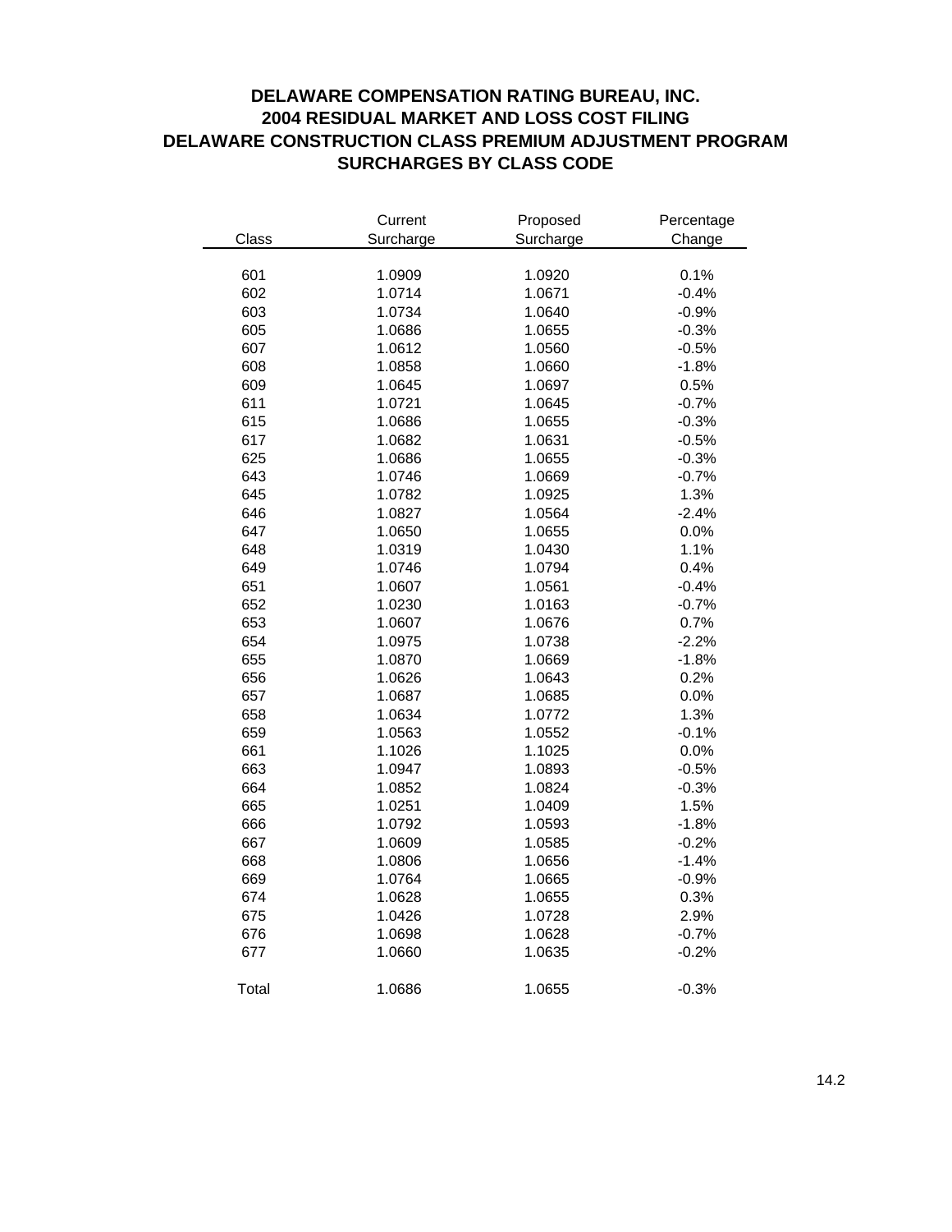# DELAWARE COMPENSATION RATING BUREAU, INC.
## 2004 RESIDUAL MARKET AND LOSS COST FILING
## DELAWARE CONSTRUCTION CLASS PREMIUM ADJUSTMENT PROGRAM
## SURCHARGES BY CLASS CODE

| Class | Current Surcharge | Proposed Surcharge | Percentage Change |
|---|---|---|---|
| 601 | 1.0909 | 1.0920 | 0.1% |
| 602 | 1.0714 | 1.0671 | -0.4% |
| 603 | 1.0734 | 1.0640 | -0.9% |
| 605 | 1.0686 | 1.0655 | -0.3% |
| 607 | 1.0612 | 1.0560 | -0.5% |
| 608 | 1.0858 | 1.0660 | -1.8% |
| 609 | 1.0645 | 1.0697 | 0.5% |
| 611 | 1.0721 | 1.0645 | -0.7% |
| 615 | 1.0686 | 1.0655 | -0.3% |
| 617 | 1.0682 | 1.0631 | -0.5% |
| 625 | 1.0686 | 1.0655 | -0.3% |
| 643 | 1.0746 | 1.0669 | -0.7% |
| 645 | 1.0782 | 1.0925 | 1.3% |
| 646 | 1.0827 | 1.0564 | -2.4% |
| 647 | 1.0650 | 1.0655 | 0.0% |
| 648 | 1.0319 | 1.0430 | 1.1% |
| 649 | 1.0746 | 1.0794 | 0.4% |
| 651 | 1.0607 | 1.0561 | -0.4% |
| 652 | 1.0230 | 1.0163 | -0.7% |
| 653 | 1.0607 | 1.0676 | 0.7% |
| 654 | 1.0975 | 1.0738 | -2.2% |
| 655 | 1.0870 | 1.0669 | -1.8% |
| 656 | 1.0626 | 1.0643 | 0.2% |
| 657 | 1.0687 | 1.0685 | 0.0% |
| 658 | 1.0634 | 1.0772 | 1.3% |
| 659 | 1.0563 | 1.0552 | -0.1% |
| 661 | 1.1026 | 1.1025 | 0.0% |
| 663 | 1.0947 | 1.0893 | -0.5% |
| 664 | 1.0852 | 1.0824 | -0.3% |
| 665 | 1.0251 | 1.0409 | 1.5% |
| 666 | 1.0792 | 1.0593 | -1.8% |
| 667 | 1.0609 | 1.0585 | -0.2% |
| 668 | 1.0806 | 1.0656 | -1.4% |
| 669 | 1.0764 | 1.0665 | -0.9% |
| 674 | 1.0628 | 1.0655 | 0.3% |
| 675 | 1.0426 | 1.0728 | 2.9% |
| 676 | 1.0698 | 1.0628 | -0.7% |
| 677 | 1.0660 | 1.0635 | -0.2% |
| Total | 1.0686 | 1.0655 | -0.3% |

14.2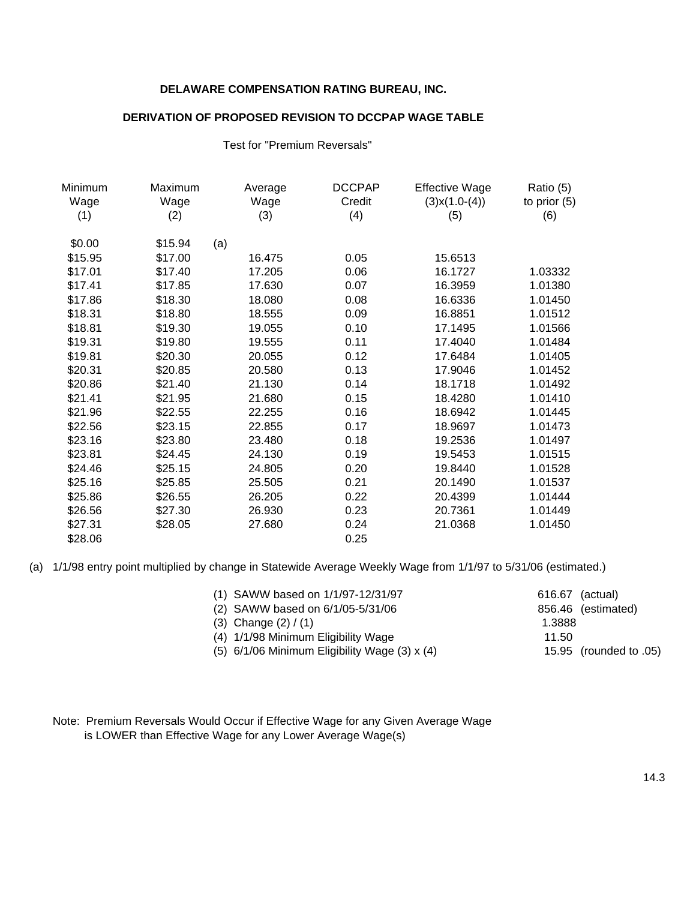**DELAWARE COMPENSATION RATING BUREAU, INC.**

**DERIVATION OF PROPOSED REVISION TO DCCPAP WAGE TABLE**

Test for "Premium Reversals"

| Minimum Wage (1) | Maximum Wage (2) | Average Wage (3) | DCCPAP Credit (4) | Effective Wage (3)x(1.0-(4)) (5) | Ratio (5) to prior (5) (6) |
|---|---|---|---|---|---|
| $0.00 | $15.94 (a) | | | | |
| $15.95 | $17.00 | 16.475 | 0.05 | 15.6513 | |
| $17.01 | $17.40 | 17.205 | 0.06 | 16.1727 | 1.03332 |
| $17.41 | $17.85 | 17.630 | 0.07 | 16.3959 | 1.01380 |
| $17.86 | $18.30 | 18.080 | 0.08 | 16.6336 | 1.01450 |
| $18.31 | $18.80 | 18.555 | 0.09 | 16.8851 | 1.01512 |
| $18.81 | $19.30 | 19.055 | 0.10 | 17.1495 | 1.01566 |
| $19.31 | $19.80 | 19.555 | 0.11 | 17.4040 | 1.01484 |
| $19.81 | $20.30 | 20.055 | 0.12 | 17.6484 | 1.01405 |
| $20.31 | $20.85 | 20.580 | 0.13 | 17.9046 | 1.01452 |
| $20.86 | $21.40 | 21.130 | 0.14 | 18.1718 | 1.01492 |
| $21.41 | $21.95 | 21.680 | 0.15 | 18.4280 | 1.01410 |
| $21.96 | $22.55 | 22.255 | 0.16 | 18.6942 | 1.01445 |
| $22.56 | $23.15 | 22.855 | 0.17 | 18.9697 | 1.01473 |
| $23.16 | $23.80 | 23.480 | 0.18 | 19.2536 | 1.01497 |
| $23.81 | $24.45 | 24.130 | 0.19 | 19.5453 | 1.01515 |
| $24.46 | $25.15 | 24.805 | 0.20 | 19.8440 | 1.01528 |
| $25.16 | $25.85 | 25.505 | 0.21 | 20.1490 | 1.01537 |
| $25.86 | $26.55 | 26.205 | 0.22 | 20.4399 | 1.01444 |
| $26.56 | $27.30 | 26.930 | 0.23 | 20.7361 | 1.01449 |
| $27.31 | $28.05 | 27.680 | 0.24 | 21.0368 | 1.01450 |
| $28.06 | | | 0.25 | | |

(a) 1/1/98 entry point multiplied by change in Statewide Average Weekly Wage from 1/1/97 to 5/31/06 (estimated.)

| | | |
|---|---|---|
| (1) SAWW based on 1/1/97-12/31/97 | 616.67 | (actual) |
| (2) SAWW based on 6/1/05-5/31/06 | 856.46 | (estimated) |
| (3) Change (2) / (1) | 1.3888 | |
| (4) 1/1/98 Minimum Eligibility Wage | 11.50 | |
| (5) 6/1/06 Minimum Eligibility Wage (3) x (4) | 15.95 | (rounded to .05) |

Note: Premium Reversals Would Occur if Effective Wage for any Given Average Wage is LOWER than Effective Wage for any Lower Average Wage(s)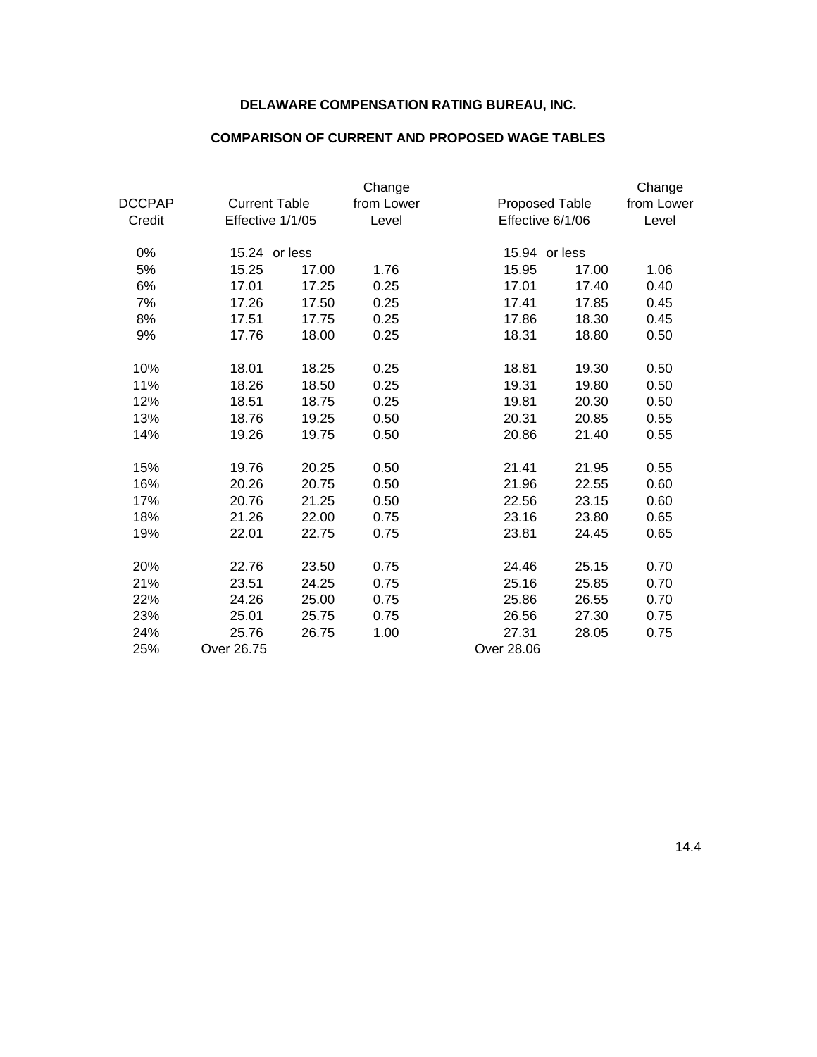**DELAWARE COMPENSATION RATING BUREAU, INC.**

**COMPARISON OF CURRENT AND PROPOSED WAGE TABLES**

| DCCPAP Credit | Current Table Effective 1/1/05 | | Change from Lower Level | Proposed Table Effective 6/1/06 | | Change from Lower Level |
|---|---|---|---|---|---|---|
| 0% | 15.24 | or less | | 15.94 | or less | |
| 5% | 15.25 | 17.00 | 1.76 | 15.95 | 17.00 | 1.06 |
| 6% | 17.01 | 17.25 | 0.25 | 17.01 | 17.40 | 0.40 |
| 7% | 17.26 | 17.50 | 0.25 | 17.41 | 17.85 | 0.45 |
| 8% | 17.51 | 17.75 | 0.25 | 17.86 | 18.30 | 0.45 |
| 9% | 17.76 | 18.00 | 0.25 | 18.31 | 18.80 | 0.50 |
| 10% | 18.01 | 18.25 | 0.25 | 18.81 | 19.30 | 0.50 |
| 11% | 18.26 | 18.50 | 0.25 | 19.31 | 19.80 | 0.50 |
| 12% | 18.51 | 18.75 | 0.25 | 19.81 | 20.30 | 0.50 |
| 13% | 18.76 | 19.25 | 0.50 | 20.31 | 20.85 | 0.55 |
| 14% | 19.26 | 19.75 | 0.50 | 20.86 | 21.40 | 0.55 |
| 15% | 19.76 | 20.25 | 0.50 | 21.41 | 21.95 | 0.55 |
| 16% | 20.26 | 20.75 | 0.50 | 21.96 | 22.55 | 0.60 |
| 17% | 20.76 | 21.25 | 0.50 | 22.56 | 23.15 | 0.60 |
| 18% | 21.26 | 22.00 | 0.75 | 23.16 | 23.80 | 0.65 |
| 19% | 22.01 | 22.75 | 0.75 | 23.81 | 24.45 | 0.65 |
| 20% | 22.76 | 23.50 | 0.75 | 24.46 | 25.15 | 0.70 |
| 21% | 23.51 | 24.25 | 0.75 | 25.16 | 25.85 | 0.70 |
| 22% | 24.26 | 25.00 | 0.75 | 25.86 | 26.55 | 0.70 |
| 23% | 25.01 | 25.75 | 0.75 | 26.56 | 27.30 | 0.75 |
| 24% | 25.76 | 26.75 | 1.00 | 27.31 | 28.05 | 0.75 |
| 25% | Over 26.75 | | | Over 28.06 | | |

14.4